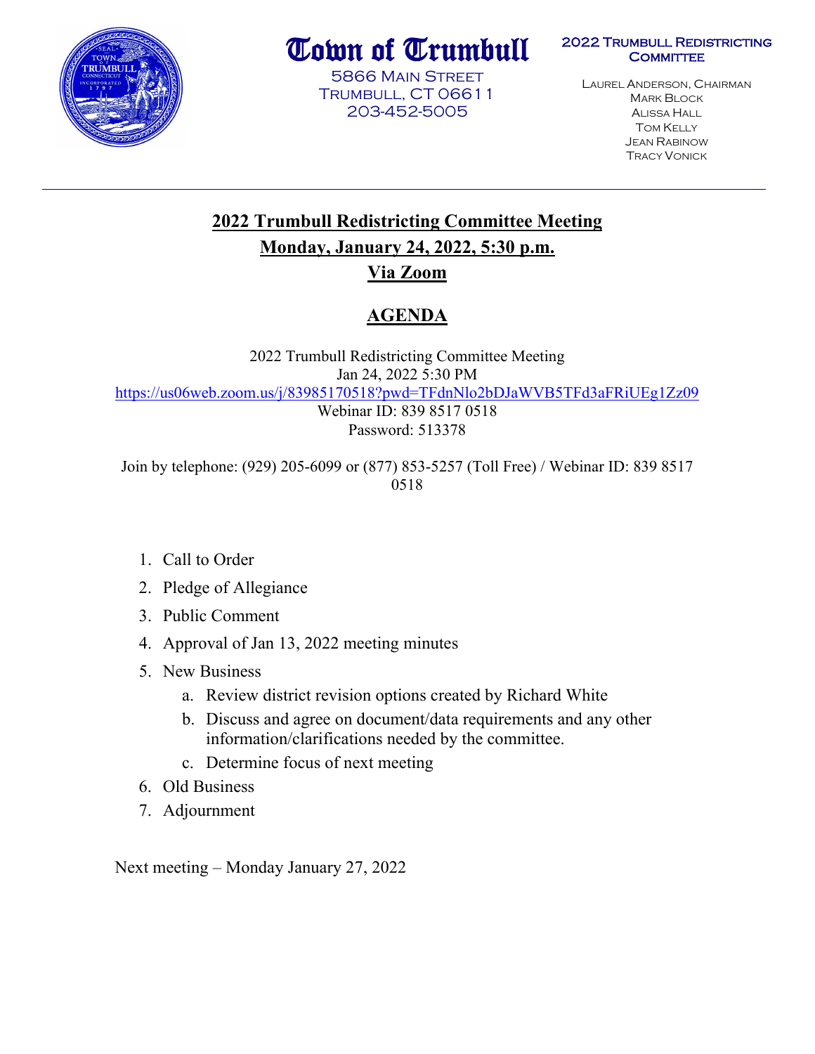# Town of Trumbull

5866 Main Street
Trumbull, CT 06611
203-452-5005

**2022 Trumbull Redistricting Committee**

Laurel Anderson, Chairman
Mark Block
Alissa Hall
Tom Kelly
Jean Rabinow
Tracy Vonick

---

## 2022 Trumbull Redistricting Committee Meeting

## Monday, January 24, 2022, 5:30 p.m.

## Via Zoom

## AGENDA

2022 Trumbull Redistricting Committee Meeting
Jan 24, 2022 5:30 PM
https://us06web.zoom.us/j/83985170518?pwd=TFdnNlo2bDJaWVB5TFd3aFRiUEg1Zz09
Webinar ID: 839 8517 0518
Password: 513378

Join by telephone: (929) 205-6099 or (877) 853-5257 (Toll Free) / Webinar ID: 839 8517 0518

1. Call to Order
2. Pledge of Allegiance
3. Public Comment
4. Approval of Jan 13, 2022 meeting minutes
5. New Business
   a. Review district revision options created by Richard White
   b. Discuss and agree on document/data requirements and any other information/clarifications needed by the committee.
   c. Determine focus of next meeting
6. Old Business
7. Adjournment

Next meeting – Monday January 27, 2022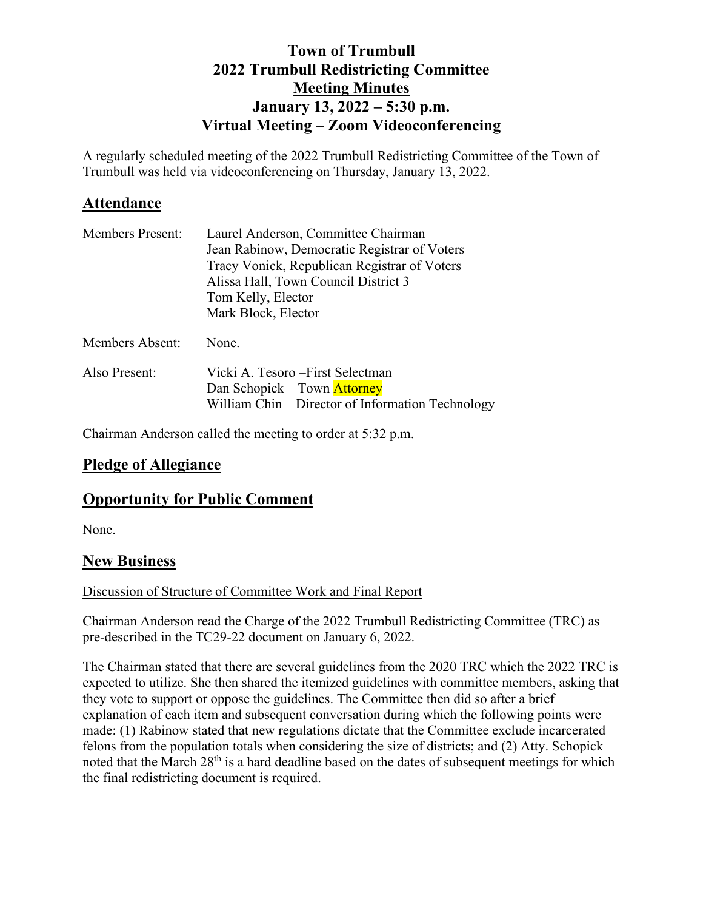# Town of Trumbull
# 2022 Trumbull Redistricting Committee
# Meeting Minutes
# January 13, 2022 – 5:30 p.m.
# Virtual Meeting – Zoom Videoconferencing

A regularly scheduled meeting of the 2022 Trumbull Redistricting Committee of the Town of Trumbull was held via videoconferencing on Thursday, January 13, 2022.

## Attendance

| | |
|---|---|
| Members Present: | Laurel Anderson, Committee Chairman<br>Jean Rabinow, Democratic Registrar of Voters<br>Tracy Vonick, Republican Registrar of Voters<br>Alissa Hall, Town Council District 3<br>Tom Kelly, Elector<br>Mark Block, Elector |
| Members Absent: | None. |
| Also Present: | Vicki A. Tesoro –First Selectman<br>Dan Schopick – Town Attorney<br>William Chin – Director of Information Technology |

Chairman Anderson called the meeting to order at 5:32 p.m.

## Pledge of Allegiance

## Opportunity for Public Comment

None.

## New Business

Discussion of Structure of Committee Work and Final Report

Chairman Anderson read the Charge of the 2022 Trumbull Redistricting Committee (TRC) as pre-described in the TC29-22 document on January 6, 2022.

The Chairman stated that there are several guidelines from the 2020 TRC which the 2022 TRC is expected to utilize. She then shared the itemized guidelines with committee members, asking that they vote to support or oppose the guidelines. The Committee then did so after a brief explanation of each item and subsequent conversation during which the following points were made: (1) Rabinow stated that new regulations dictate that the Committee exclude incarcerated felons from the population totals when considering the size of districts; and (2) Atty. Schopick noted that the March 28th is a hard deadline based on the dates of subsequent meetings for which the final redistricting document is required.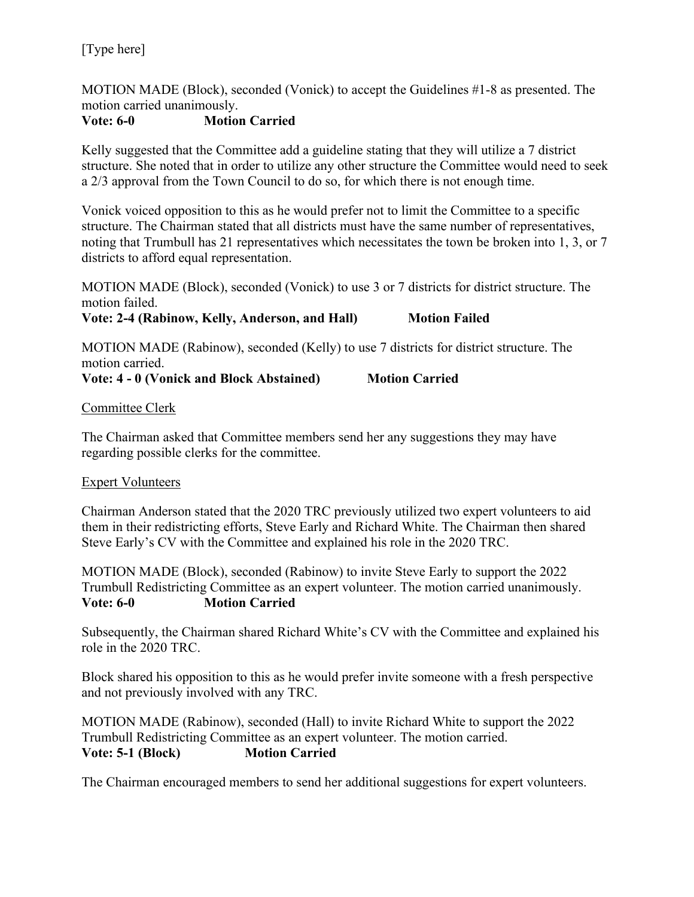[Type here]

MOTION MADE (Block), seconded (Vonick) to accept the Guidelines #1-8 as presented. The motion carried unanimously.
**Vote: 6-0 Motion Carried**

Kelly suggested that the Committee add a guideline stating that they will utilize a 7 district structure. She noted that in order to utilize any other structure the Committee would need to seek a 2/3 approval from the Town Council to do so, for which there is not enough time.

Vonick voiced opposition to this as he would prefer not to limit the Committee to a specific structure. The Chairman stated that all districts must have the same number of representatives, noting that Trumbull has 21 representatives which necessitates the town be broken into 1, 3, or 7 districts to afford equal representation.

MOTION MADE (Block), seconded (Vonick) to use 3 or 7 districts for district structure. The motion failed.
**Vote: 2-4 (Rabinow, Kelly, Anderson, and Hall) Motion Failed**

MOTION MADE (Rabinow), seconded (Kelly) to use 7 districts for district structure. The motion carried.
**Vote: 4 - 0 (Vonick and Block Abstained) Motion Carried**

<u>Committee Clerk</u>

The Chairman asked that Committee members send her any suggestions they may have regarding possible clerks for the committee.

<u>Expert Volunteers</u>

Chairman Anderson stated that the 2020 TRC previously utilized two expert volunteers to aid them in their redistricting efforts, Steve Early and Richard White. The Chairman then shared Steve Early's CV with the Committee and explained his role in the 2020 TRC.

MOTION MADE (Block), seconded (Rabinow) to invite Steve Early to support the 2022 Trumbull Redistricting Committee as an expert volunteer. The motion carried unanimously.
**Vote: 6-0 Motion Carried**

Subsequently, the Chairman shared Richard White's CV with the Committee and explained his role in the 2020 TRC.

Block shared his opposition to this as he would prefer invite someone with a fresh perspective and not previously involved with any TRC.

MOTION MADE (Rabinow), seconded (Hall) to invite Richard White to support the 2022 Trumbull Redistricting Committee as an expert volunteer. The motion carried.
**Vote: 5-1 (Block) Motion Carried**

The Chairman encouraged members to send her additional suggestions for expert volunteers.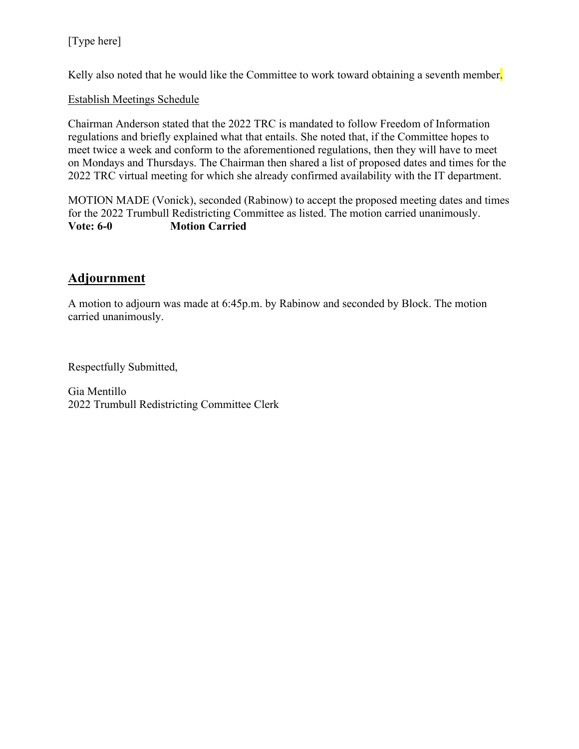[Type here]

Kelly also noted that he would like the Committee to work toward obtaining a seventh member.

Establish Meetings Schedule

Chairman Anderson stated that the 2022 TRC is mandated to follow Freedom of Information regulations and briefly explained what that entails. She noted that, if the Committee hopes to meet twice a week and conform to the aforementioned regulations, then they will have to meet on Mondays and Thursdays. The Chairman then shared a list of proposed dates and times for the 2022 TRC virtual meeting for which she already confirmed availability with the IT department.

MOTION MADE (Vonick), seconded (Rabinow) to accept the proposed meeting dates and times for the 2022 Trumbull Redistricting Committee as listed. The motion carried unanimously.
**Vote: 6-0 Motion Carried**

## Adjournment

A motion to adjourn was made at 6:45p.m. by Rabinow and seconded by Block. The motion carried unanimously.

Respectfully Submitted,

Gia Mentillo
2022 Trumbull Redistricting Committee Clerk